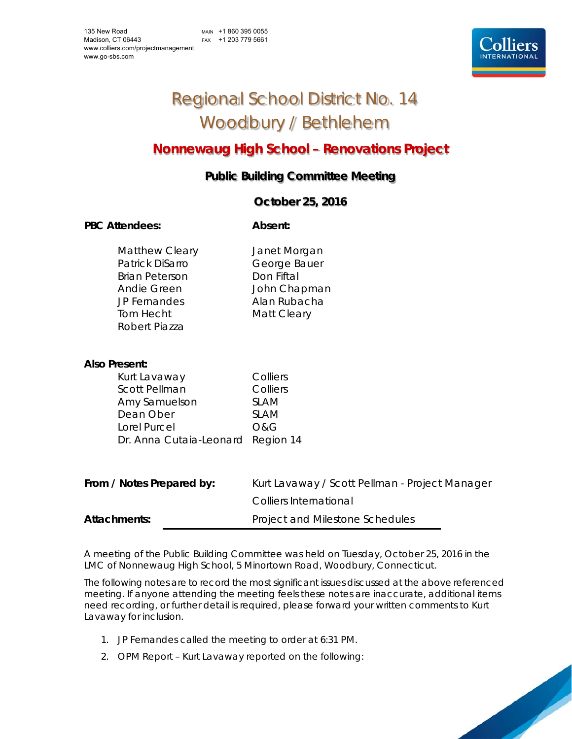135 New Road
Madison, CT 06443
www.colliers.com/projectmanagement
www.go-sbs.com

MAIN +1 860 395 0055
FAX +1 203 779 5661

# Regional School District No. 14
# Woodbury / Bethlehem

## Nonnewaug High School – Renovations Project

### Public Building Committee Meeting

### October 25, 2016

| **PBC Attendees:** | **Absent:** |
|---|---|
| Matthew Cleary | Janet Morgan |
| Patrick DiSarro | George Bauer |
| Brian Peterson | Don Fiftal |
| Andie Green | John Chapman |
| JP Fernandes | Alan Rubacha |
| Tom Hecht | Matt Cleary |
| Robert Piazza | |

**Also Present:**

| | |
|---|---|
| Kurt Lavaway | Colliers |
| Scott Pellman | Colliers |
| Amy Samuelson | SLAM |
| Dean Ober | SLAM |
| Lorel Purcel | O&G |
| Dr. Anna Cutaia-Leonard | Region 14 |

| | |
|---|---|
| **From / Notes Prepared by:** | Kurt Lavaway / Scott Pellman - Project Manager |
| | Colliers International |
| **Attachments:** | Project and Milestone Schedules |

A meeting of the Public Building Committee was held on Tuesday, October 25, 2016 in the LMC of Nonnewaug High School, 5 Minortown Road, Woodbury, Connecticut.

The following notes are to record the most significant issues discussed at the above referenced meeting. If anyone attending the meeting feels these notes are inaccurate, additional items need recording, or further detail is required, please forward your written comments to Kurt Lavaway for inclusion.

1. JP Fernandes called the meeting to order at 6:31 PM.
2. OPM Report – Kurt Lavaway reported on the following: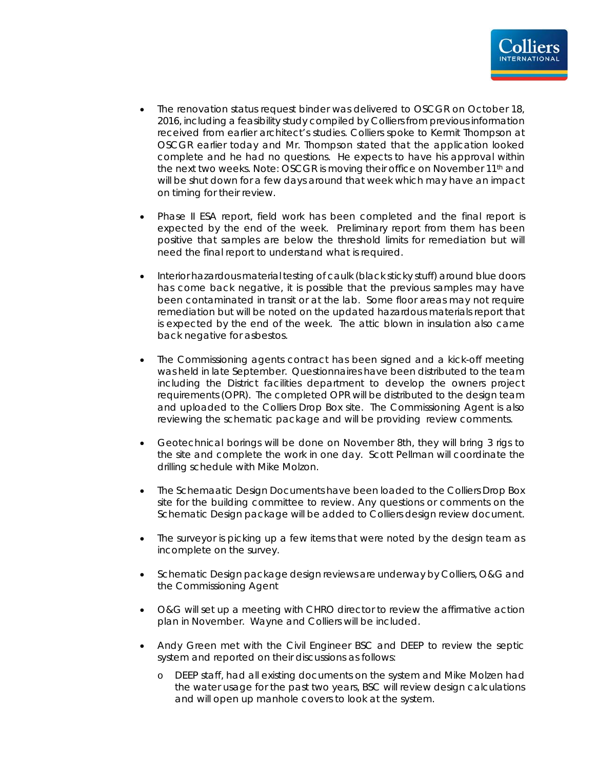- The renovation status request binder was delivered to OSCGR on October 18, 2016, including a feasibility study compiled by Colliers from previous information received from earlier architect's studies. Colliers spoke to Kermit Thompson at OSCGR earlier today and Mr. Thompson stated that the application looked complete and he had no questions. He expects to have his approval within the next two weeks. Note: OSCGR is moving their office on November 11th and will be shut down for a few days around that week which may have an impact on timing for their review.

- Phase II ESA report, field work has been completed and the final report is expected by the end of the week. Preliminary report from them has been positive that samples are below the threshold limits for remediation but will need the final report to understand what is required.

- Interior hazardous material testing of caulk (black sticky stuff) around blue doors has come back negative, it is possible that the previous samples may have been contaminated in transit or at the lab. Some floor areas may not require remediation but will be noted on the updated hazardous materials report that is expected by the end of the week. The attic blown in insulation also came back negative for asbestos.

- The Commissioning agents contract has been signed and a kick-off meeting was held in late September. Questionnaires have been distributed to the team including the District facilities department to develop the owners project requirements (OPR). The completed OPR will be distributed to the design team and uploaded to the Colliers Drop Box site. The Commissioning Agent is also reviewing the schematic package and will be providing review comments.

- Geotechnical borings will be done on November 8th, they will bring 3 rigs to the site and complete the work in one day. Scott Pellman will coordinate the drilling schedule with Mike Molzon.

- The Schemaatic Design Documents have been loaded to the Colliers Drop Box site for the building committee to review. Any questions or comments on the Schematic Design package will be added to Colliers design review document.

- The surveyor is picking up a few items that were noted by the design team as incomplete on the survey.

- Schematic Design package design reviews are underway by Colliers, O&G and the Commissioning Agent

- O&G will set up a meeting with CHRO director to review the affirmative action plan in November. Wayne and Colliers will be included.

- Andy Green met with the Civil Engineer BSC and DEEP to review the septic system and reported on their discussions as follows:
  - DEEP staff, had all existing documents on the system and Mike Molzen had the water usage for the past two years, BSC will review design calculations and will open up manhole covers to look at the system.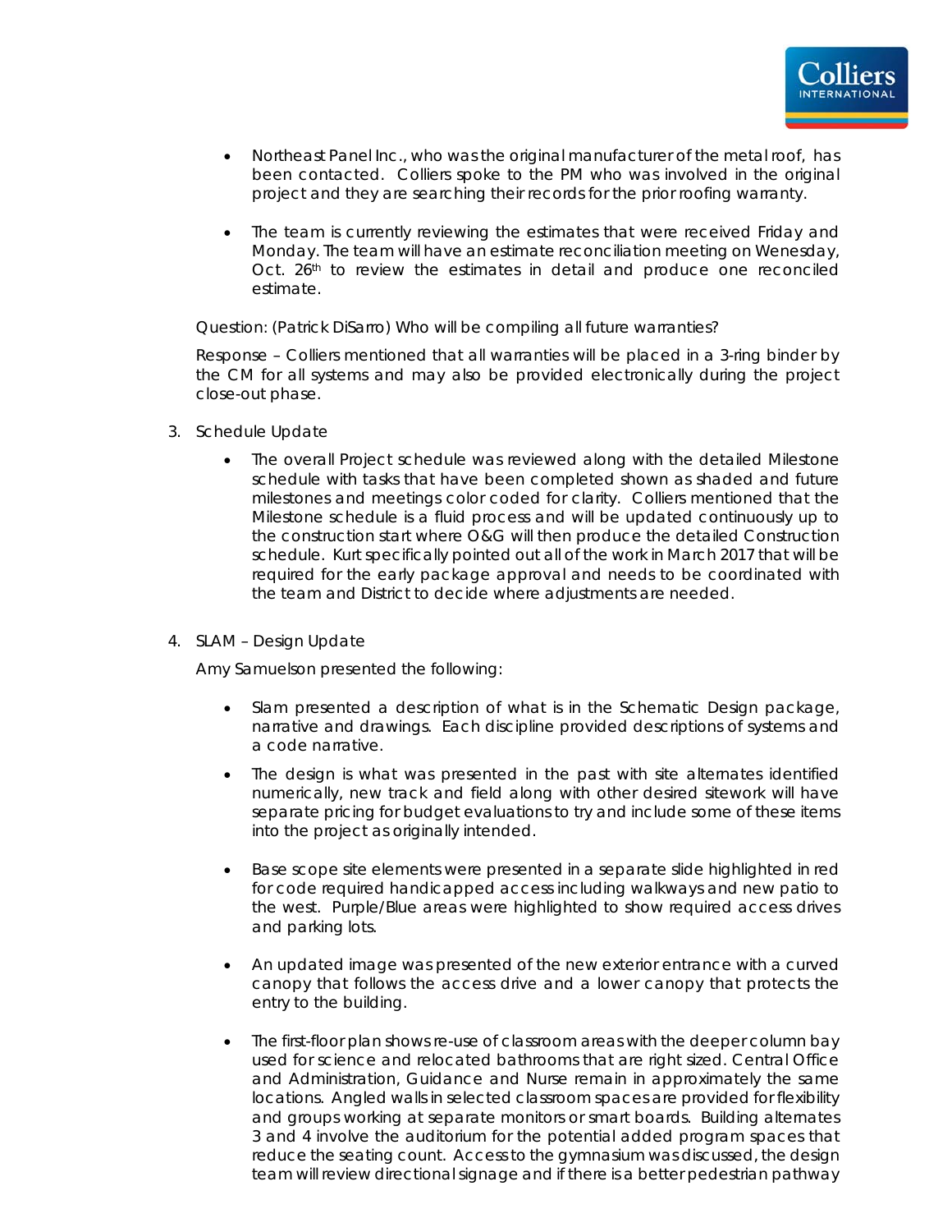- Northeast Panel Inc., who was the original manufacturer of the metal roof, has been contacted. Colliers spoke to the PM who was involved in the original project and they are searching their records for the prior roofing warranty.

- The team is currently reviewing the estimates that were received Friday and Monday. The team will have an estimate reconciliation meeting on Wenesday, Oct. 26th to review the estimates in detail and produce one reconciled estimate.

Question: (Patrick DiSarro) Who will be compiling all future warranties?

Response – Colliers mentioned that all warranties will be placed in a 3-ring binder by the CM for all systems and may also be provided electronically during the project close-out phase.

3. Schedule Update

   - The overall Project schedule was reviewed along with the detailed Milestone schedule with tasks that have been completed shown as shaded and future milestones and meetings color coded for clarity. Colliers mentioned that the Milestone schedule is a fluid process and will be updated continuously up to the construction start where O&G will then produce the detailed Construction schedule. Kurt specifically pointed out all of the work in March 2017 that will be required for the early package approval and needs to be coordinated with the team and District to decide where adjustments are needed.

4. SLAM – Design Update

   Amy Samuelson presented the following:

   - Slam presented a description of what is in the Schematic Design package, narrative and drawings. Each discipline provided descriptions of systems and a code narrative.

   - The design is what was presented in the past with site alternates identified numerically, new track and field along with other desired sitework will have separate pricing for budget evaluations to try and include some of these items into the project as originally intended.

   - Base scope site elements were presented in a separate slide highlighted in red for code required handicapped access including walkways and new patio to the west. Purple/Blue areas were highlighted to show required access drives and parking lots.

   - An updated image was presented of the new exterior entrance with a curved canopy that follows the access drive and a lower canopy that protects the entry to the building.

   - The first-floor plan shows re-use of classroom areas with the deeper column bay used for science and relocated bathrooms that are right sized. Central Office and Administration, Guidance and Nurse remain in approximately the same locations. Angled walls in selected classroom spaces are provided for flexibility and groups working at separate monitors or smart boards. Building alternates 3 and 4 involve the auditorium for the potential added program spaces that reduce the seating count. Access to the gymnasium was discussed, the design team will review directional signage and if there is a better pedestrian pathway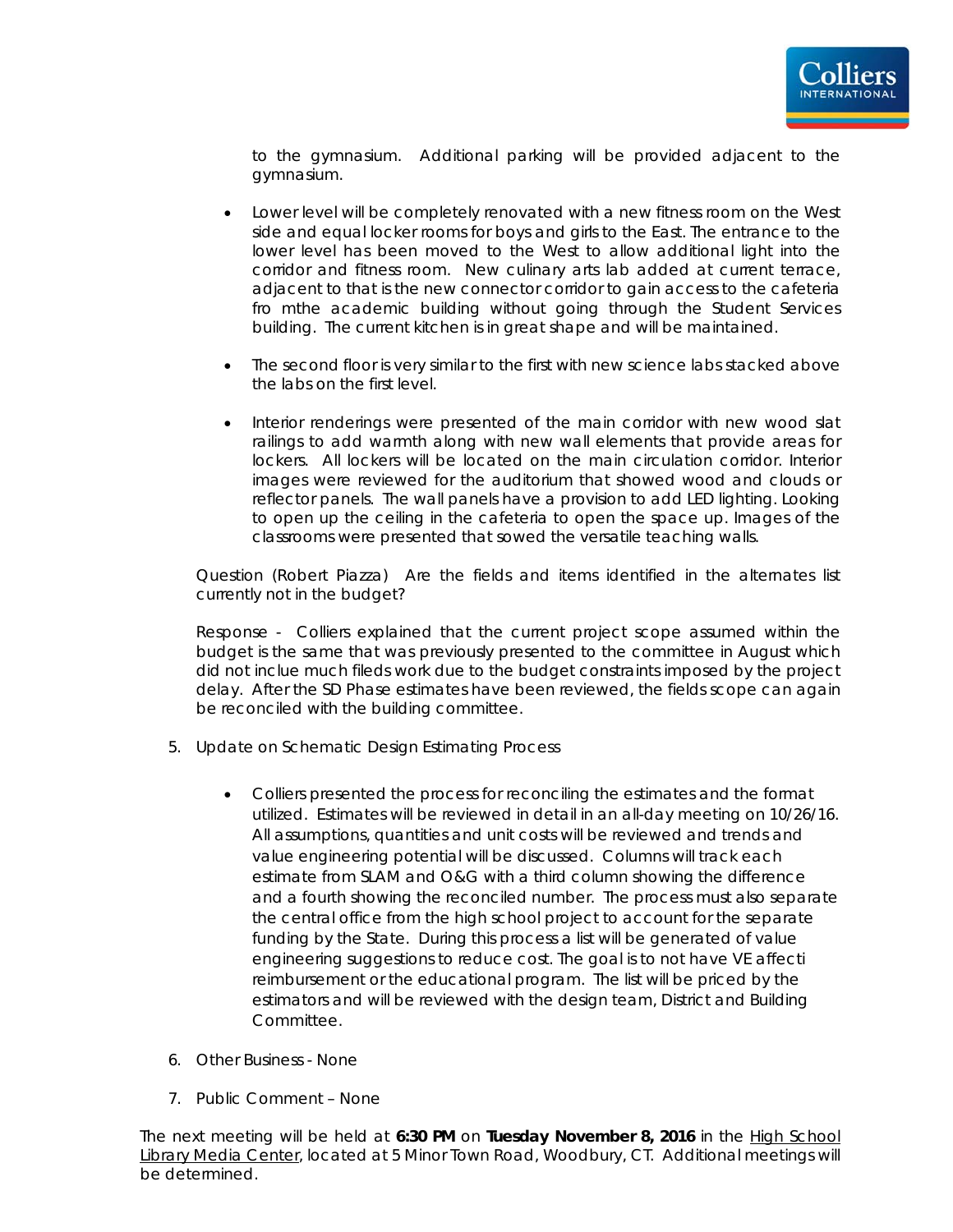to the gymnasium. Additional parking will be provided adjacent to the gymnasium.

- Lower level will be completely renovated with a new fitness room on the West side and equal locker rooms for boys and girls to the East. The entrance to the lower level has been moved to the West to allow additional light into the corridor and fitness room. New culinary arts lab added at current terrace, adjacent to that is the new connector corridor to gain access to the cafeteria fro mthe academic building without going through the Student Services building. The current kitchen is in great shape and will be maintained.

- The second floor is very similar to the first with new science labs stacked above the labs on the first level.

- Interior renderings were presented of the main corridor with new wood slat railings to add warmth along with new wall elements that provide areas for lockers. All lockers will be located on the main circulation corridor. Interior images were reviewed for the auditorium that showed wood and clouds or reflector panels. The wall panels have a provision to add LED lighting. Looking to open up the ceiling in the cafeteria to open the space up. Images of the classrooms were presented that sowed the versatile teaching walls.

Question (Robert Piazza) Are the fields and items identified in the alternates list currently not in the budget?

Response - Colliers explained that the current project scope assumed within the budget is the same that was previously presented to the committee in August which did not inclue much fileds work due to the budget constraints imposed by the project delay. After the SD Phase estimates have been reviewed, the fields scope can again be reconciled with the building committee.

5. Update on Schematic Design Estimating Process

    - Colliers presented the process for reconciling the estimates and the format utilized. Estimates will be reviewed in detail in an all-day meeting on 10/26/16. All assumptions, quantities and unit costs will be reviewed and trends and value engineering potential will be discussed. Columns will track each estimate from SLAM and O&G with a third column showing the difference and a fourth showing the reconciled number. The process must also separate the central office from the high school project to account for the separate funding by the State. During this process a list will be generated of value engineering suggestions to reduce cost. The goal is to not have VE affecti reimbursement or the educational program. The list will be priced by the estimators and will be reviewed with the design team, District and Building Committee.

6. Other Business - None

7. Public Comment – None

The next meeting will be held at **6:30 PM** on **Tuesday November 8, 2016** in the High School Library Media Center, located at 5 Minor Town Road, Woodbury, CT. Additional meetings will be determined.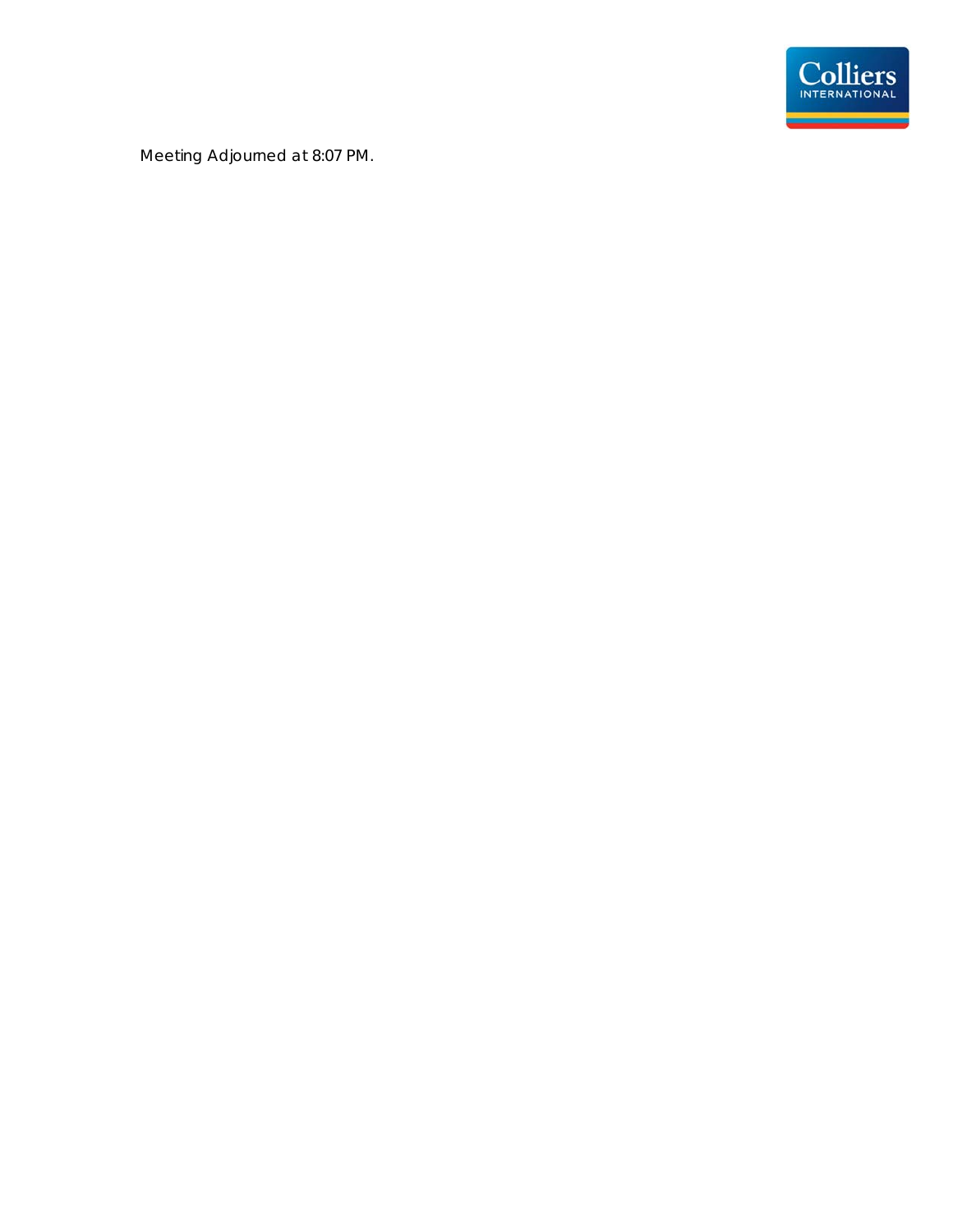Meeting Adjourned at 8:07 PM.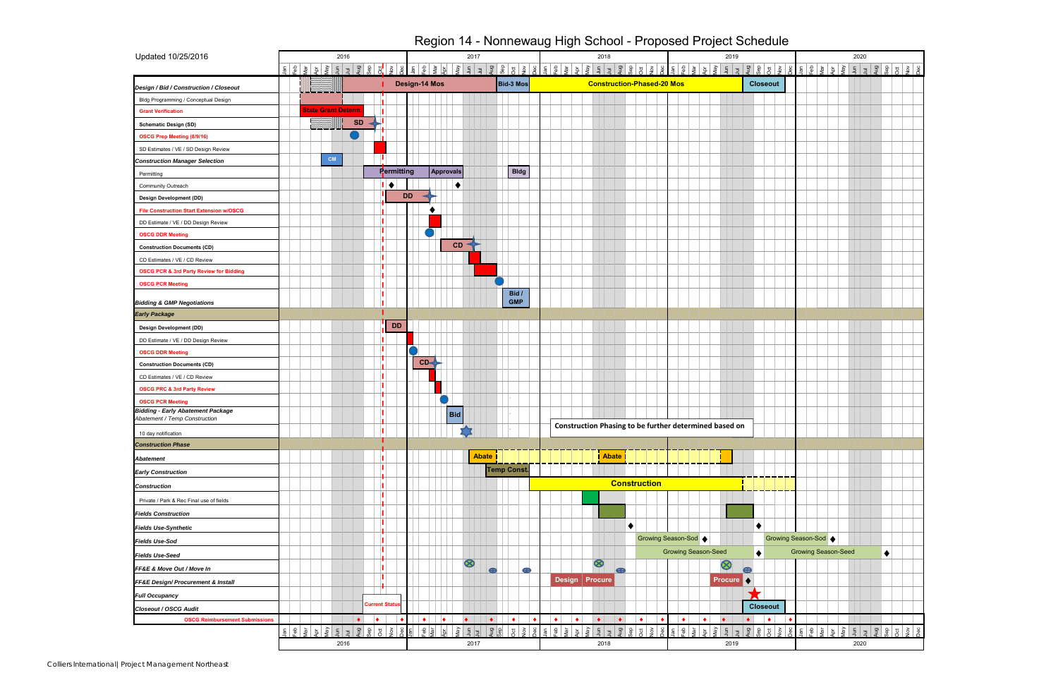# Region 14 - Nonnewaug High School - Proposed Project Schedule

Updated 10/25/2016

| Task | Schedule |
|---|---|
| *Design / Bid / Construction / Closeout* | Design-14 Mos; Bid-3 Mos; Construction-Phased-20 Mos; Closeout |
| Bldg Programming / Conceptual Design | |
| Grant Verification | State Grant Determ. |
| Schematic Design (SD) | SD |
| OSCG Prep Meeting (8/9/16) | |
| SD Estimates / VE / SD Design Review | |
| *Construction Manager Selection* | CM |
| Permitting | Permitting; Approvals; Bldg |
| Community Outreach | |
| Design Development (DD) | DD |
| File Construction Start Extension w/OSCG | |
| DD Estimate / VE / DD Design Review | |
| OSCG DDR Meeting | |
| Construction Documents (CD) | CD |
| CD Estimates / VE / CD Review | |
| OSCG PCR & 3rd Party Review for Bidding | |
| OSCG PCR Meeting | |
| *Bidding & GMP Negotiations* | Bid / GMP |
| ***Early Package*** | |
| Design Development (DD) | DD |
| DD Estimate / VE / DD Design Review | |
| OSCG DDR Meeting | |
| Construction Documents (CD) | CD |
| CD Estimates / VE / CD Review | |
| OSCG PRC & 3rd Party Review | |
| OSCG PCR Meeting | |
| *Bidding - Early Abatement Package* *Abatement / Temp Construction* | Bid |
| 10 day notification | |
| ***Construction Phase*** | |
| *Abatement* | Abate; Abate |
| *Early Construction* | Temp Const. |
| *Construction* | Construction |
| Private / Park & Rec Final use of fields | |
| *Fields Construction* | |
| *Fields Use-Synthetic* | |
| *Fields Use-Sod* | Growing Season-Sod; Growing Season-Sod |
| *Fields Use-Seed* | Growing Season-Seed; Growing Season-Seed |
| *FF&E & Move Out / Move In* | |
| *FF&E Design/ Procurement & Install* | Design; Procure; Procure |
| *Full Occupancy* | |
| *Closeout / OSCG Audit* | Closeout |
| OSCG Reimbursement Submissions | |

Timeline: 2016, 2017, 2018, 2019, 2020 (Jan–Dec each year)

Current Status

Construction Phasing to be further determined based on

Colliers International | Project Management Northeast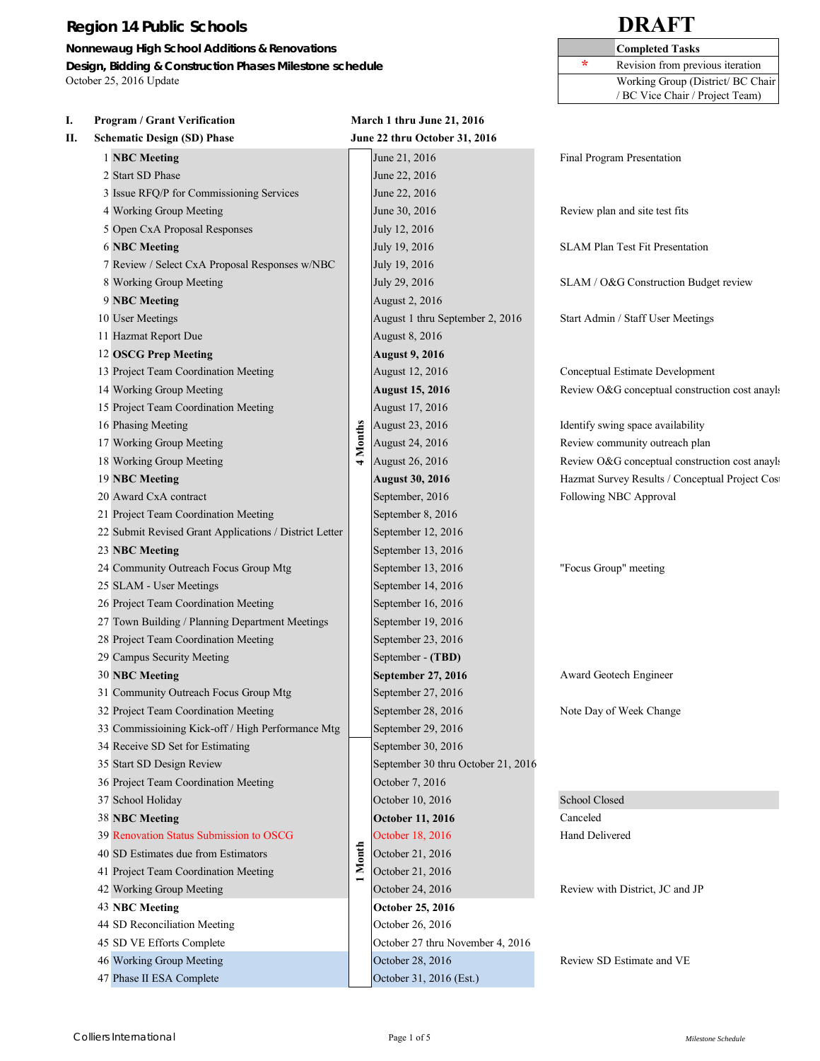# Region 14 Public Schools

**DRAFT**

**Nonnewaug High School Additions & Renovations**
**Design, Bidding & Construction Phases Milestone schedule**
October 25, 2016 Update

| | |
|---|---|
| | **Completed Tasks** |
| * | Revision from previous iteration |
| | Working Group (District/ BC Chair / BC Vice Chair / Project Team) |

**I. Program / Grant Verification** — **March 1 thru June 21, 2016**

**II. Schematic Design (SD) Phase** — **June 22 thru October 31, 2016**

| # | Task | Duration | Date | Notes |
|---|---|---|---|---|
| 1 | **NBC Meeting** | 4 Months | June 21, 2016 | Final Program Presentation |
| 2 | Start SD Phase | | June 22, 2016 | |
| 3 | Issue RFQ/P for Commissioning Services | | June 22, 2016 | |
| 4 | Working Group Meeting | | June 30, 2016 | Review plan and site test fits |
| 5 | Open CxA Proposal Responses | | July 12, 2016 | |
| 6 | **NBC Meeting** | | July 19, 2016 | SLAM Plan Test Fit Presentation |
| 7 | Review / Select CxA Proposal Responses w/NBC | | July 19, 2016 | |
| 8 | Working Group Meeting | | July 29, 2016 | SLAM / O&G Construction Budget review |
| 9 | **NBC Meeting** | | August 2, 2016 | |
| 10 | User Meetings | | August 1 thru September 2, 2016 | Start Admin / Staff User Meetings |
| 11 | Hazmat Report Due | | August 8, 2016 | |
| 12 | **OSCG Prep Meeting** | | **August 9, 2016** | |
| 13 | Project Team Coordination Meeting | | August 12, 2016 | Conceptual Estimate Development |
| 14 | Working Group Meeting | | **August 15, 2016** | Review O&G conceptual construction cost anayls |
| 15 | Project Team Coordination Meeting | | August 17, 2016 | |
| 16 | Phasing Meeting | | August 23, 2016 | Identify swing space availability |
| 17 | Working Group Meeting | | August 24, 2016 | Review community outreach plan |
| 18 | Working Group Meeting | | August 26, 2016 | Review O&G conceptual construction cost anayls |
| 19 | **NBC Meeting** | | **August 30, 2016** | Hazmat Survey Results / Conceptual Project Cost |
| 20 | Award CxA contract | | September, 2016 | Following NBC Approval |
| 21 | Project Team Coordination Meeting | | September 8, 2016 | |
| 22 | Submit Revised Grant Applications / District Letter | | September 12, 2016 | |
| 23 | **NBC Meeting** | | September 13, 2016 | |
| 24 | Community Outreach Focus Group Mtg | | September 13, 2016 | "Focus Group" meeting |
| 25 | SLAM - User Meetings | | September 14, 2016 | |
| 26 | Project Team Coordination Meeting | | September 16, 2016 | |
| 27 | Town Building / Planning Department Meetings | | September 19, 2016 | |
| 28 | Project Team Coordination Meeting | | September 23, 2016 | |
| 29 | Campus Security Meeting | | September - **(TBD)** | |
| 30 | **NBC Meeting** | | **September 27, 2016** | Award Geotech Engineer |
| 31 | Community Outreach Focus Group Mtg | | September 27, 2016 | |
| 32 | Project Team Coordination Meeting | | September 28, 2016 | Note Day of Week Change |
| 33 | Commissioining Kick-off / High Performance Mtg | | September 29, 2016 | |
| 34 | Receive SD Set for Estimating | 1 Month | September 30, 2016 | |
| 35 | Start SD Design Review | | September 30 thru October 21, 2016 | |
| 36 | Project Team Coordination Meeting | | October 7, 2016 | |
| 37 | School Holiday | | October 10, 2016 | School Closed |
| 38 | **NBC Meeting** | | **October 11, 2016** | Canceled |
| 39 | Renovation Status Submission to OSCG | | October 18, 2016 | Hand Delivered |
| 40 | SD Estimates due from Estimators | | October 21, 2016 | |
| 41 | Project Team Coordination Meeting | | October 21, 2016 | |
| 42 | Working Group Meeting | | October 24, 2016 | Review with District, JC and JP |
| 43 | **NBC Meeting** | | **October 25, 2016** | |
| 44 | SD Reconciliation Meeting | | October 26, 2016 | |
| 45 | SD VE Efforts Complete | | October 27 thru November 4, 2016 | |
| 46 | Working Group Meeting | | October 28, 2016 | Review SD Estimate and VE |
| 47 | Phase II ESA Complete | | October 31, 2016 (Est.) | |

Colliers International

*Milestone Schedule*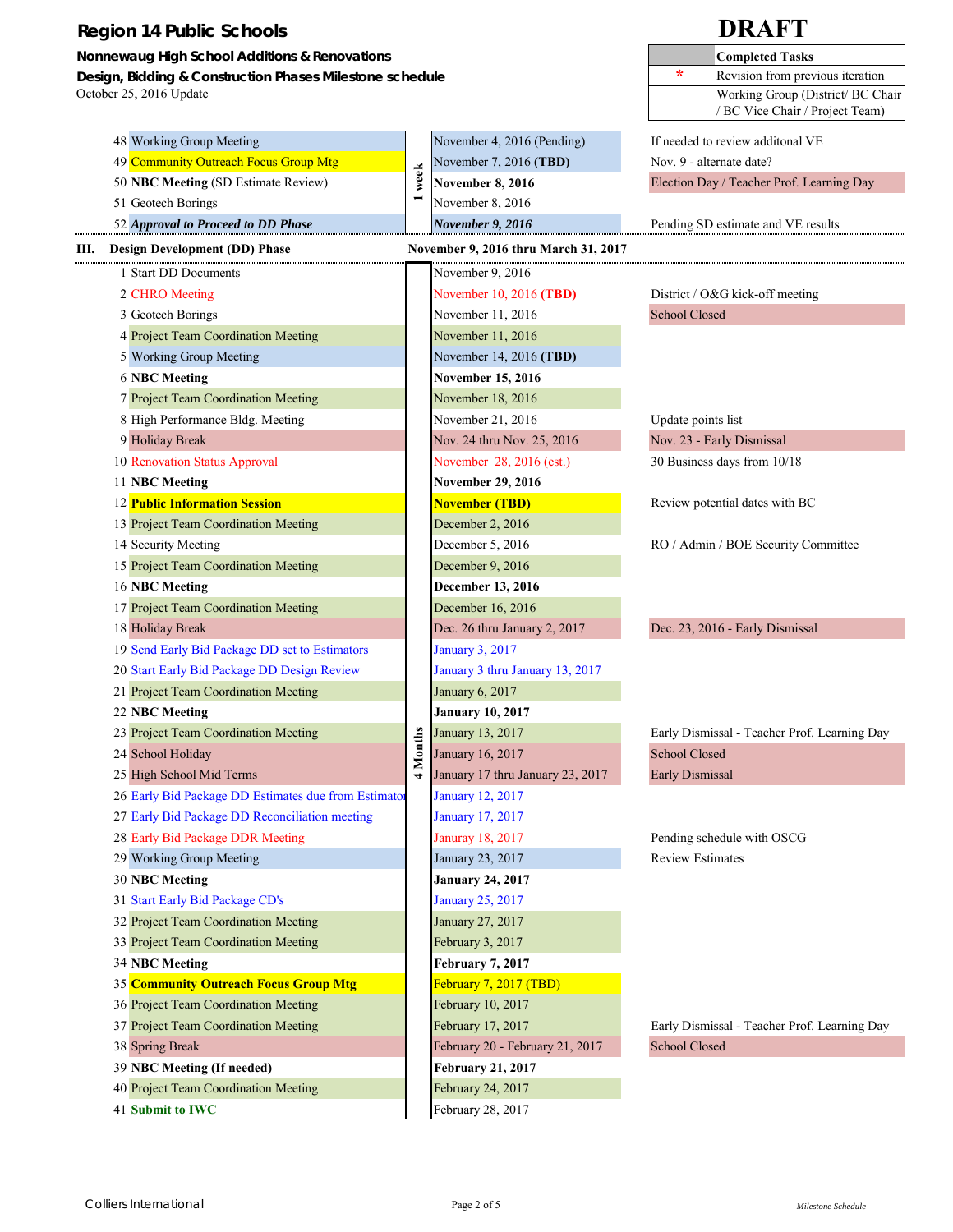**Region 14 Public Schools**

**DRAFT**

**Nonnewaug High School Additions & Renovations**

**Design, Bidding & Construction Phases Milestone schedule**

October 25, 2016 Update

| | Legend |
|---|---|
| | **Completed Tasks** |
| * | Revision from previous iteration |
| | Working Group (District/ BC Chair / BC Vice Chair / Project Team) |

| # | Task | Duration | Date | Notes |
|---|---|---|---|---|
| 48 | Working Group Meeting | 1 week | November 4, 2016 (Pending) | If needed to review additonal VE |
| 49 | Community Outreach Focus Group Mtg | | November 7, 2016 **(TBD)** | Nov. 9 - alternate date? |
| 50 | **NBC Meeting** (SD Estimate Review) | | **November 8, 2016** | Election Day / Teacher Prof. Learning Day |
| 51 | Geotech Borings | | November 8, 2016 | |
| 52 | ***Approval to Proceed to DD Phase*** | | ***November 9, 2016*** | Pending SD estimate and VE results |

**III. Design Development (DD) Phase — November 9, 2016 thru March 31, 2017**

| # | Task | Duration | Date | Notes |
|---|---|---|---|---|
| 1 | Start DD Documents | 4 Months | November 9, 2016 | |
| 2 | CHRO Meeting | | November 10, 2016 **(TBD)** | District / O&G kick-off meeting |
| 3 | Geotech Borings | | November 11, 2016 | School Closed |
| 4 | Project Team Coordination Meeting | | November 11, 2016 | |
| 5 | Working Group Meeting | | November 14, 2016 **(TBD)** | |
| 6 | **NBC Meeting** | | **November 15, 2016** | |
| 7 | Project Team Coordination Meeting | | November 18, 2016 | |
| 8 | High Performance Bldg. Meeting | | November 21, 2016 | Update points list |
| 9 | Holiday Break | | Nov. 24 thru Nov. 25, 2016 | Nov. 23 - Early Dismissal |
| 10 | Renovation Status Approval | | November 28, 2016 (est.) | 30 Business days from 10/18 |
| 11 | **NBC Meeting** | | **November 29, 2016** | |
| 12 | **Public Information Session** | | **November (TBD)** | Review potential dates with BC |
| 13 | Project Team Coordination Meeting | | December 2, 2016 | |
| 14 | Security Meeting | | December 5, 2016 | RO / Admin / BOE Security Committee |
| 15 | Project Team Coordination Meeting | | December 9, 2016 | |
| 16 | **NBC Meeting** | | **December 13, 2016** | |
| 17 | Project Team Coordination Meeting | | December 16, 2016 | |
| 18 | Holiday Break | | Dec. 26 thru January 2, 2017 | Dec. 23, 2016 - Early Dismissal |
| 19 | Send Early Bid Package DD set to Estimators | | January 3, 2017 | |
| 20 | Start Early Bid Package DD Design Review | | January 3 thru January 13, 2017 | |
| 21 | Project Team Coordination Meeting | | January 6, 2017 | |
| 22 | **NBC Meeting** | | **January 10, 2017** | |
| 23 | Project Team Coordination Meeting | | January 13, 2017 | Early Dismissal - Teacher Prof. Learning Day |
| 24 | School Holiday | | January 16, 2017 | School Closed |
| 25 | High School Mid Terms | | January 17 thru January 23, 2017 | Early Dismissal |
| 26 | Early Bid Package DD Estimates due from Estimators | | January 12, 2017 | |
| 27 | Early Bid Package DD Reconciliation meeting | | January 17, 2017 | |
| 28 | Early Bid Package DDR Meeting | | Janurary 18, 2017 | Pending schedule with OSCG |
| 29 | Working Group Meeting | | January 23, 2017 | Review Estimates |
| 30 | **NBC Meeting** | | **January 24, 2017** | |
| 31 | Start Early Bid Package CD's | | January 25, 2017 | |
| 32 | Project Team Coordination Meeting | | January 27, 2017 | |
| 33 | Project Team Coordination Meeting | | February 3, 2017 | |
| 34 | **NBC Meeting** | | **February 7, 2017** | |
| 35 | **Community Outreach Focus Group Mtg** | | February 7, 2017 (TBD) | |
| 36 | Project Team Coordination Meeting | | February 10, 2017 | |
| 37 | Project Team Coordination Meeting | | February 17, 2017 | Early Dismissal - Teacher Prof. Learning Day |
| 38 | Spring Break | | February 20 - February 21, 2017 | School Closed |
| 39 | **NBC Meeting (If needed)** | | **February 21, 2017** | |
| 40 | Project Team Coordination Meeting | | February 24, 2017 | |
| 41 | **Submit to IWC** | | February 28, 2017 | |

Colliers International

*Milestone Schedule*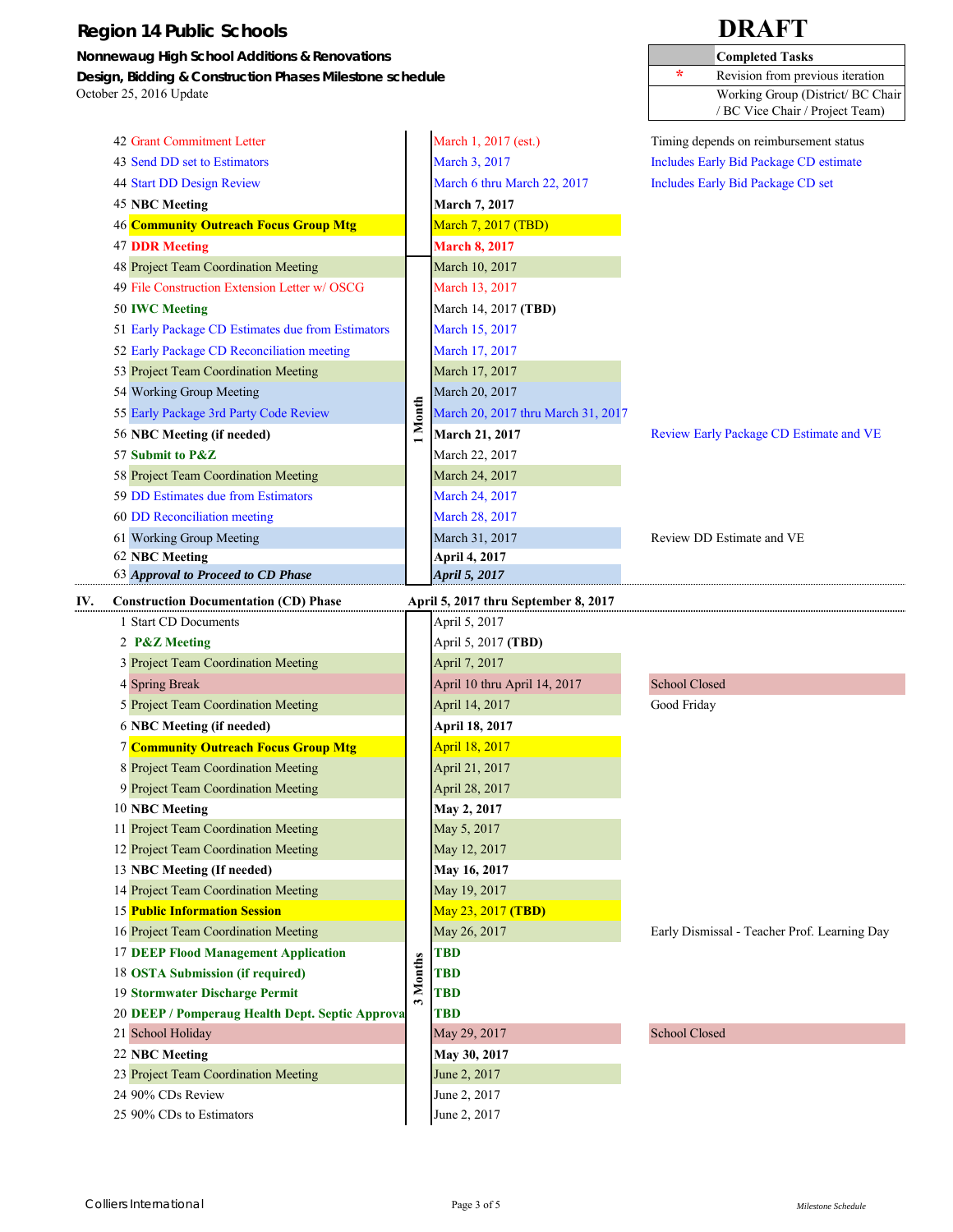**Region 14 Public Schools**

**Nonnewaug High School Additions & Renovations**

**Design, Bidding & Construction Phases Milestone schedule**

October 25, 2016 Update

**DRAFT**

| Legend | |
|---|---|
| | **Completed Tasks** |
| * | Revision from previous iteration |
| | Working Group (District/ BC Chair / BC Vice Chair / Project Team) |

| # | Task | Duration | Date | Notes |
|---|---|---|---|---|
| 42 | Grant Commitment Letter | | March 1, 2017 (est.) | Timing depends on reimbursement status |
| 43 | Send DD set to Estimators | | March 3, 2017 | Includes Early Bid Package CD estimate |
| 44 | Start DD Design Review | | March 6 thru March 22, 2017 | Includes Early Bid Package CD set |
| 45 | **NBC Meeting** | | **March 7, 2017** | |
| 46 | **Community Outreach Focus Group Mtg** | | March 7, 2017 (TBD) | |
| 47 | **DDR Meeting** | | **March 8, 2017** | |
| 48 | Project Team Coordination Meeting | 1 Month | March 10, 2017 | |
| 49 | File Construction Extension Letter w/ OSCG | | March 13, 2017 | |
| 50 | **IWC Meeting** | | March 14, 2017 **(TBD)** | |
| 51 | Early Package CD Estimates due from Estimators | | March 15, 2017 | |
| 52 | Early Package CD Reconciliation meeting | | March 17, 2017 | |
| 53 | Project Team Coordination Meeting | | March 17, 2017 | |
| 54 | Working Group Meeting | | March 20, 2017 | |
| 55 | Early Package 3rd Party Code Review | | March 20, 2017 thru March 31, 2017 | |
| 56 | **NBC Meeting (if needed)** | | **March 21, 2017** | Review Early Package CD Estimate and VE |
| 57 | **Submit to P&Z** | | March 22, 2017 | |
| 58 | Project Team Coordination Meeting | | March 24, 2017 | |
| 59 | DD Estimates due from Estimators | | March 24, 2017 | |
| 60 | DD Reconciliation meeting | | March 28, 2017 | |
| 61 | Working Group Meeting | | March 31, 2017 | Review DD Estimate and VE |
| 62 | **NBC Meeting** | | **April 4, 2017** | |
| 63 | ***Approval to Proceed to CD Phase*** | | ***April 5, 2017*** | |
| **IV.** | **Construction Documentation (CD) Phase** | | **April 5, 2017 thru September 8, 2017** | |
| 1 | Start CD Documents | 3 Months | April 5, 2017 | |
| 2 | **P&Z Meeting** | | April 5, 2017 **(TBD)** | |
| 3 | Project Team Coordination Meeting | | April 7, 2017 | |
| 4 | Spring Break | | April 10 thru April 14, 2017 | School Closed |
| 5 | Project Team Coordination Meeting | | April 14, 2017 | Good Friday |
| 6 | **NBC Meeting (if needed)** | | **April 18, 2017** | |
| 7 | **Community Outreach Focus Group Mtg** | | April 18, 2017 | |
| 8 | Project Team Coordination Meeting | | April 21, 2017 | |
| 9 | Project Team Coordination Meeting | | April 28, 2017 | |
| 10 | **NBC Meeting** | | **May 2, 2017** | |
| 11 | Project Team Coordination Meeting | | May 5, 2017 | |
| 12 | Project Team Coordination Meeting | | May 12, 2017 | |
| 13 | **NBC Meeting (If needed)** | | **May 16, 2017** | |
| 14 | Project Team Coordination Meeting | | May 19, 2017 | |
| 15 | **Public Information Session** | | May 23, 2017 **(TBD)** | |
| 16 | Project Team Coordination Meeting | | May 26, 2017 | Early Dismissal - Teacher Prof. Learning Day |
| 17 | **DEEP Flood Management Application** | | **TBD** | |
| 18 | **OSTA Submission (if required)** | | **TBD** | |
| 19 | **Stormwater Discharge Permit** | | **TBD** | |
| 20 | **DEEP / Pomperaug Health Dept. Septic Approva** | | **TBD** | |
| 21 | School Holiday | | May 29, 2017 | School Closed |
| 22 | **NBC Meeting** | | **May 30, 2017** | |
| 23 | Project Team Coordination Meeting | | June 2, 2017 | |
| 24 | 90% CDs Review | | June 2, 2017 | |
| 25 | 90% CDs to Estimators | | June 2, 2017 | |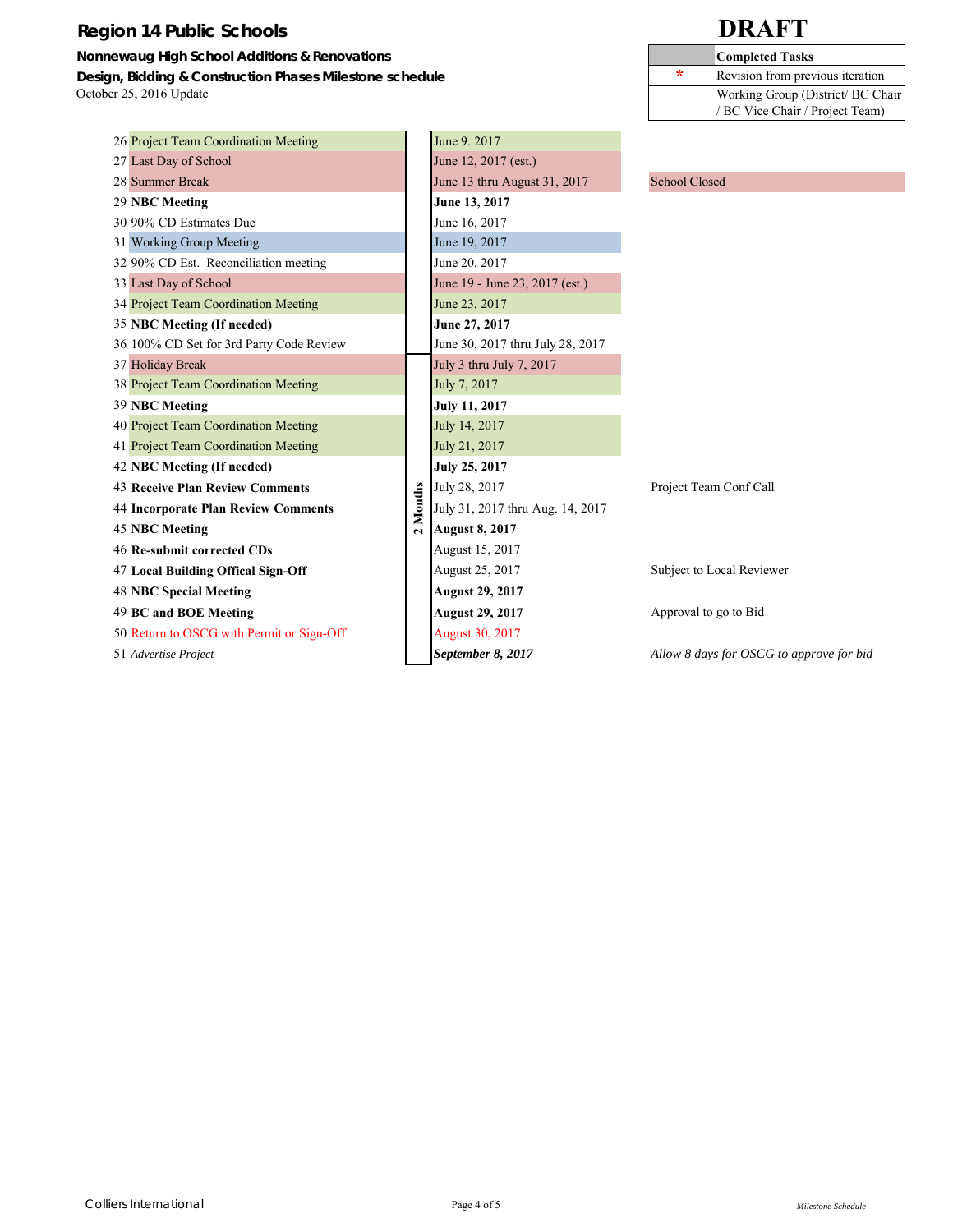# Region 14 Public Schools

**DRAFT**

**Nonnewaug High School Additions & Renovations**

**Design, Bidding & Construction Phases Milestone schedule**

October 25, 2016 Update

| | Legend |
|---|---|
| | **Completed Tasks** |
| * | Revision from previous iteration |
| | Working Group (District/ BC Chair / BC Vice Chair / Project Team) |

| # | Task | | Date | Notes |
|---|---|---|---|---|
| 26 | Project Team Coordination Meeting | | June 9. 2017 | |
| 27 | Last Day of School | | June 12, 2017 (est.) | |
| 28 | Summer Break | | June 13 thru August 31, 2017 | School Closed |
| 29 | **NBC Meeting** | | **June 13, 2017** | |
| 30 | 90% CD Estimates Due | | June 16, 2017 | |
| 31 | Working Group Meeting | | June 19, 2017 | |
| 32 | 90% CD Est. Reconciliation meeting | | June 20, 2017 | |
| 33 | Last Day of School | | June 19 - June 23, 2017 (est.) | |
| 34 | Project Team Coordination Meeting | | June 23, 2017 | |
| 35 | **NBC Meeting (If needed)** | | **June 27, 2017** | |
| 36 | 100% CD Set for 3rd Party Code Review | | June 30, 2017 thru July 28, 2017 | |
| 37 | Holiday Break | **2 Months** | July 3 thru July 7, 2017 | |
| 38 | Project Team Coordination Meeting | | July 7, 2017 | |
| 39 | **NBC Meeting** | | **July 11, 2017** | |
| 40 | Project Team Coordination Meeting | | July 14, 2017 | |
| 41 | Project Team Coordination Meeting | | July 21, 2017 | |
| 42 | **NBC Meeting (If needed)** | | **July 25, 2017** | |
| 43 | **Receive Plan Review Comments** | | July 28, 2017 | Project Team Conf Call |
| 44 | **Incorporate Plan Review Comments** | | July 31, 2017 thru Aug. 14, 2017 | |
| 45 | **NBC Meeting** | | **August 8, 2017** | |
| 46 | **Re-submit corrected CDs** | | August 15, 2017 | |
| 47 | **Local Building Offical Sign-Off** | | August 25, 2017 | Subject to Local Reviewer |
| 48 | **NBC Special Meeting** | | **August 29, 2017** | |
| 49 | **BC and BOE Meeting** | | **August 29, 2017** | Approval to go to Bid |
| 50 | Return to OSCG with Permit or Sign-Off | | August 30, 2017 | |
| 51 | *Advertise Project* | | ***September 8, 2017*** | *Allow 8 days for OSCG to approve for bid* |

Colliers International

*Milestone Schedule*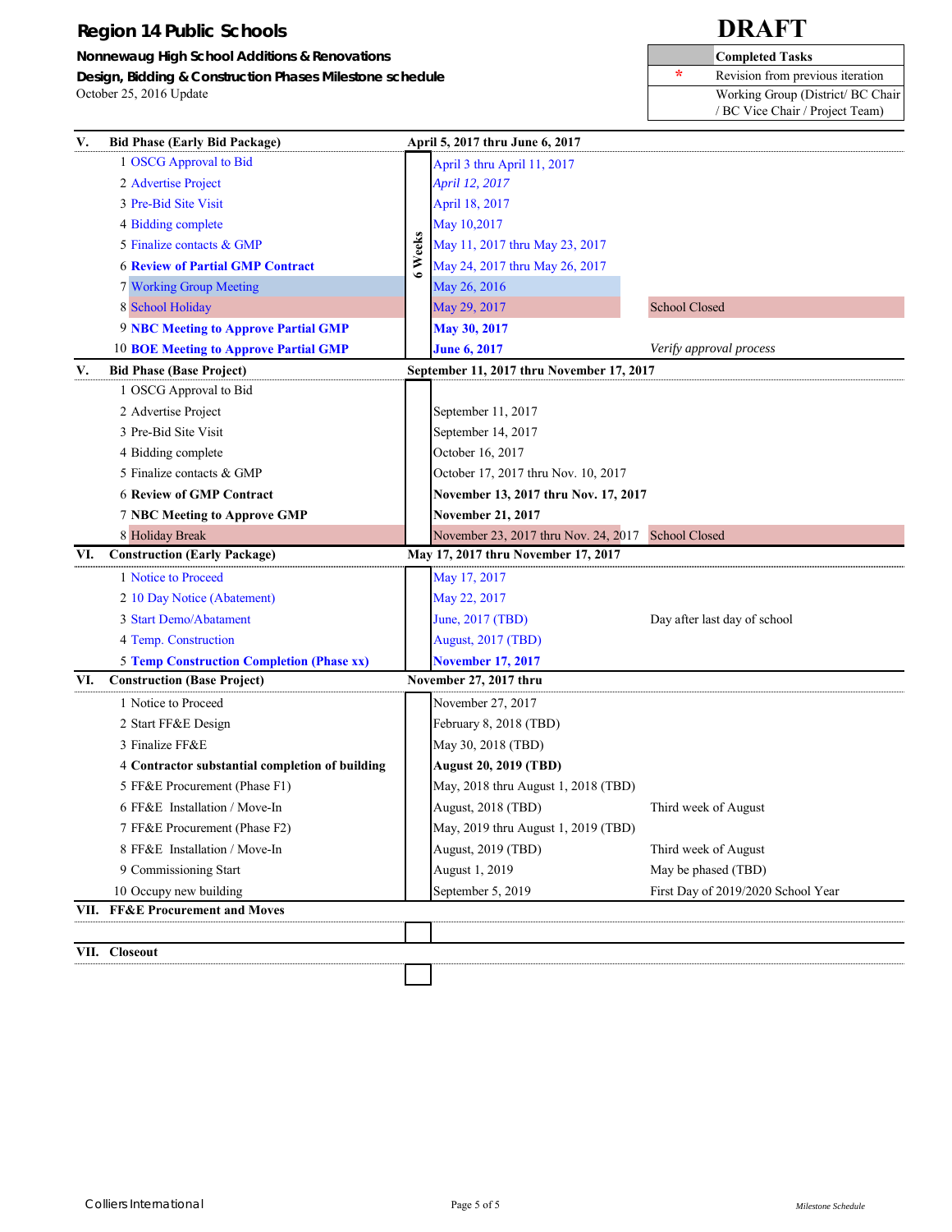# Region 14 Public Schools

**Nonnewaug High School Additions & Renovations**

**Design, Bidding & Construction Phases Milestone schedule**

October 25, 2016 Update

**DRAFT**

| | |
|---|---|
| | **Completed Tasks** |
| * | Revision from previous iteration |
| | Working Group (District/ BC Chair / BC Vice Chair / Project Team) |

| | | | | |
|---|---|---|---|---|
| **V.** | **Bid Phase (Early Bid Package)** | | **April 5, 2017 thru June 6, 2017** | |
| | 1 OSCG Approval to Bid | 6 Weeks | April 3 thru April 11, 2017 | |
| | 2 Advertise Project | | *April 12, 2017* | |
| | 3 Pre-Bid Site Visit | | April 18, 2017 | |
| | 4 Bidding complete | | May 10,2017 | |
| | 5 Finalize contacts & GMP | | May 11, 2017 thru May 23, 2017 | |
| | 6 **Review of Partial GMP Contract** | | May 24, 2017 thru May 26, 2017 | |
| | 7 Working Group Meeting | | May 26, 2016 | |
| | 8 School Holiday | | May 29, 2017 | School Closed |
| | 9 **NBC Meeting to Approve Partial GMP** | | **May 30, 2017** | |
| | 10 **BOE Meeting to Approve Partial GMP** | | **June 6, 2017** | *Verify approval process* |
| **V.** | **Bid Phase (Base Project)** | | **September 11, 2017 thru November 17, 2017** | |
| | 1 OSCG Approval to Bid | | | |
| | 2 Advertise Project | | September 11, 2017 | |
| | 3 Pre-Bid Site Visit | | September 14, 2017 | |
| | 4 Bidding complete | | October 16, 2017 | |
| | 5 Finalize contacts & GMP | | October 17, 2017 thru Nov. 10, 2017 | |
| | 6 **Review of GMP Contract** | | **November 13, 2017 thru Nov. 17, 2017** | |
| | 7 **NBC Meeting to Approve GMP** | | **November 21, 2017** | |
| | 8 Holiday Break | | November 23, 2017 thru Nov. 24, 2017 | School Closed |
| **VI.** | **Construction (Early Package)** | | **May 17, 2017 thru November 17, 2017** | |
| | 1 Notice to Proceed | | May 17, 2017 | |
| | 2 10 Day Notice (Abatement) | | May 22, 2017 | |
| | 3 Start Demo/Abatament | | June, 2017 (TBD) | Day after last day of school |
| | 4 Temp. Construction | | August, 2017 (TBD) | |
| | 5 **Temp Construction Completion (Phase xx)** | | **November 17, 2017** | |
| **VI.** | **Construction (Base Project)** | | **November 27, 2017 thru** | |
| | 1 Notice to Proceed | | November 27, 2017 | |
| | 2 Start FF&E Design | | February 8, 2018 (TBD) | |
| | 3 Finalize FF&E | | May 30, 2018 (TBD) | |
| | 4 **Contractor substantial completion of building** | | **August 20, 2019 (TBD)** | |
| | 5 FF&E Procurement (Phase F1) | | May, 2018 thru August 1, 2018 (TBD) | |
| | 6 FF&E Installation / Move-In | | August, 2018 (TBD) | Third week of August |
| | 7 FF&E Procurement (Phase F2) | | May, 2019 thru August 1, 2019 (TBD) | |
| | 8 FF&E Installation / Move-In | | August, 2019 (TBD) | Third week of August |
| | 9 Commissioning Start | | August 1, 2019 | May be phased (TBD) |
| | 10 Occupy new building | | September 5, 2019 | First Day of 2019/2020 School Year |
| **VII.** | **FF&E Procurement and Moves** | | | |
| **VII.** | **Closeout** | | | |

Colliers International

*Milestone Schedule*